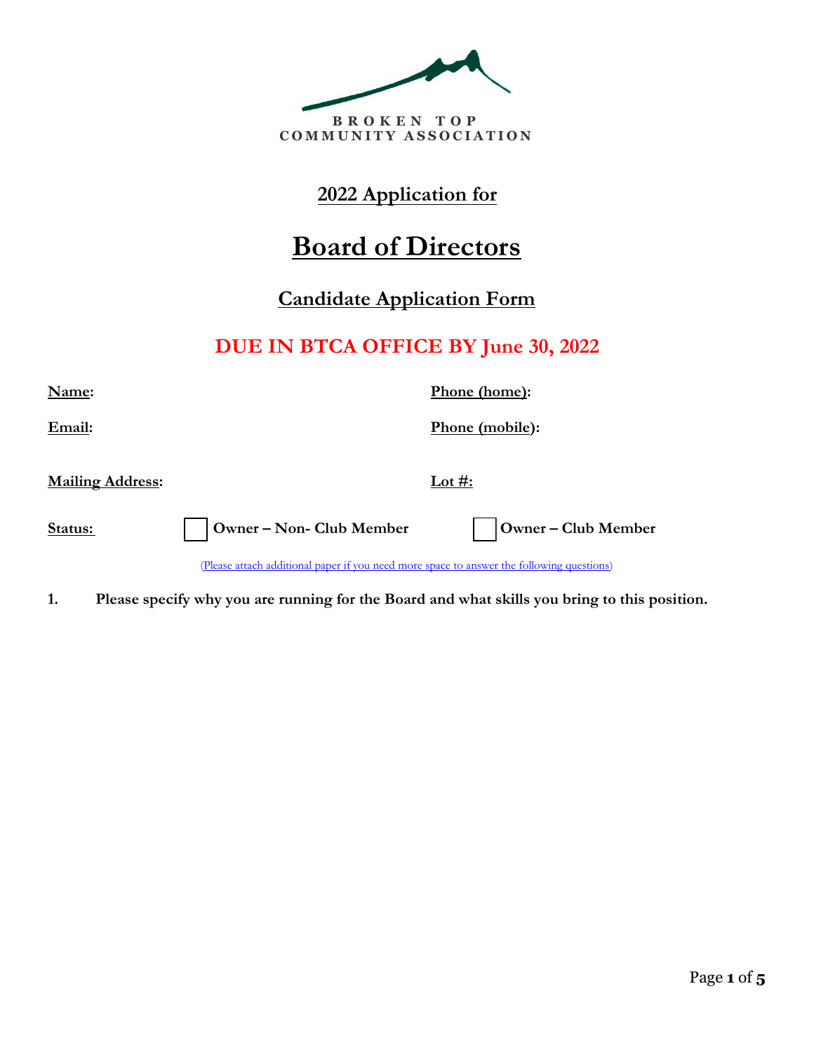BROKEN TOP
COMMUNITY ASSOCIATION

## 2022 Application for

# Board of Directors

## Candidate Application Form

## DUE IN BTCA OFFICE BY June 30, 2022

**Name:** 

**Phone (home):** 

**Email:** 

**Phone (mobile):** 

**Mailing Address:** 

**Lot #:** 

**Status:** ☐ **Owner – Non- Club Member** ☐ **Owner – Club Member**

(Please attach additional paper if you need more space to answer the following questions)

**1. Please specify why you are running for the Board and what skills you bring to this position.**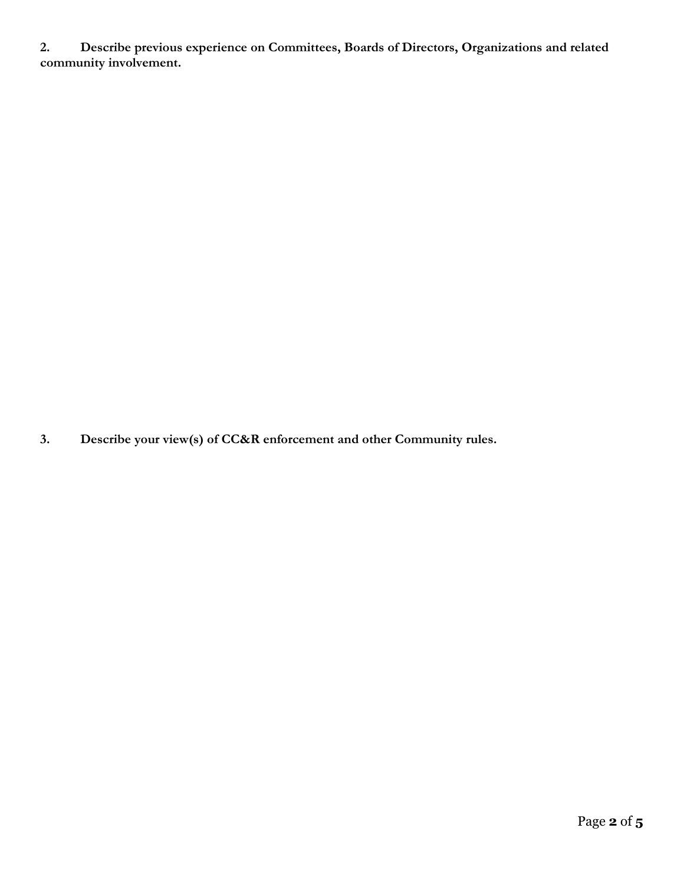**2. Describe previous experience on Committees, Boards of Directors, Organizations and related community involvement.**

**3. Describe your view(s) of CC&R enforcement and other Community rules.**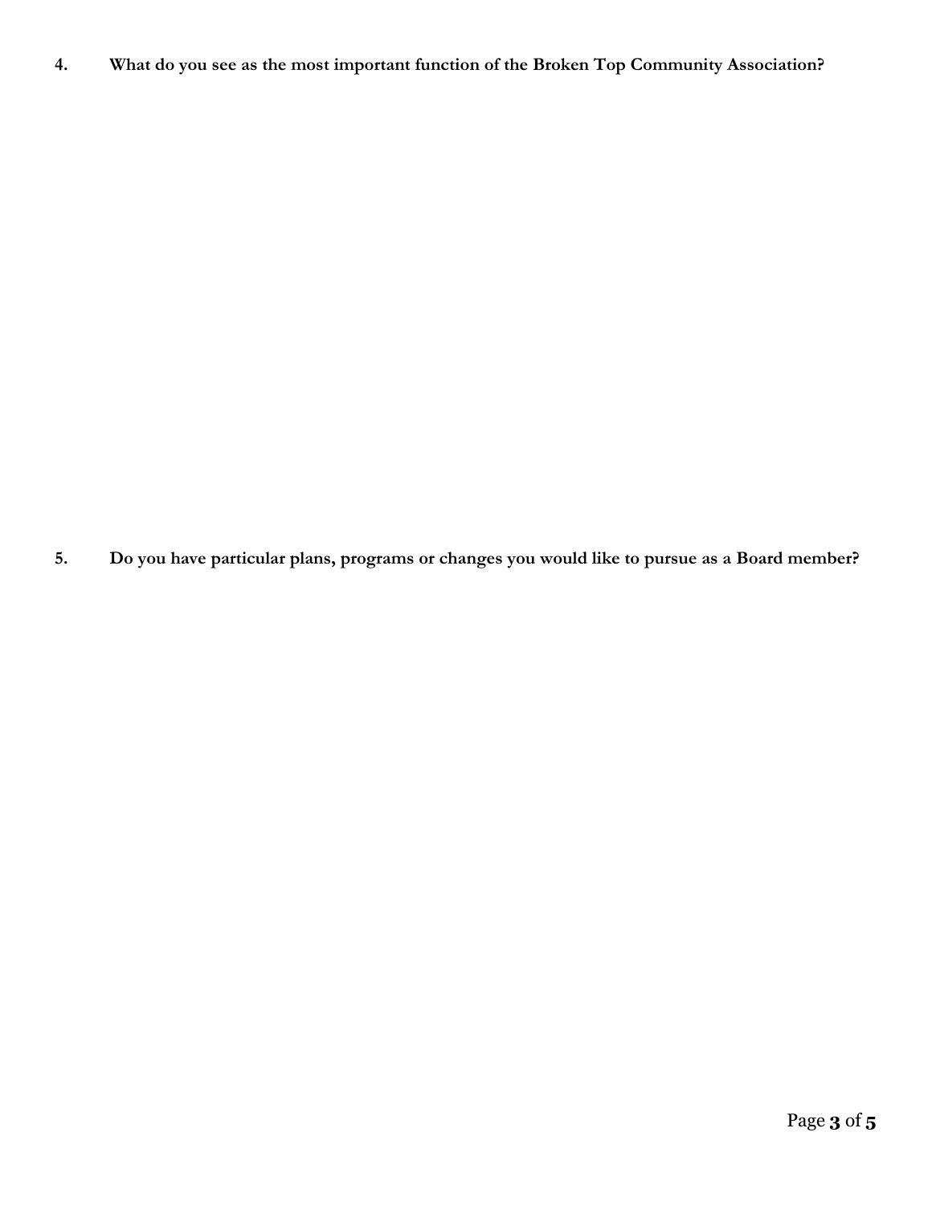**4. What do you see as the most important function of the Broken Top Community Association?**

**5. Do you have particular plans, programs or changes you would like to pursue as a Board member?**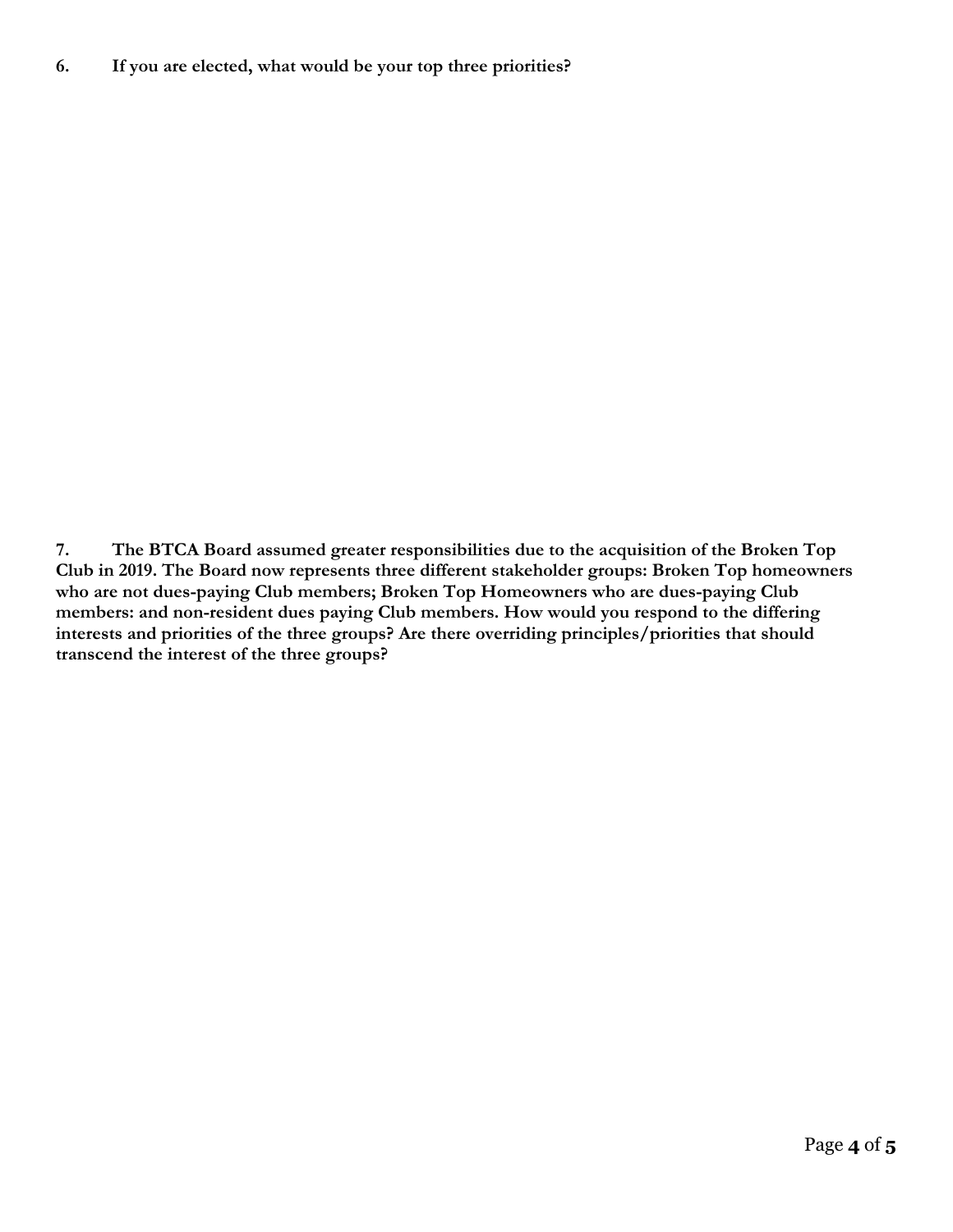**6. If you are elected, what would be your top three priorities?**

**7. The BTCA Board assumed greater responsibilities due to the acquisition of the Broken Top Club in 2019. The Board now represents three different stakeholder groups: Broken Top homeowners who are not dues-paying Club members; Broken Top Homeowners who are dues-paying Club members: and non-resident dues paying Club members. How would you respond to the differing interests and priorities of the three groups? Are there overriding principles/priorities that should transcend the interest of the three groups?**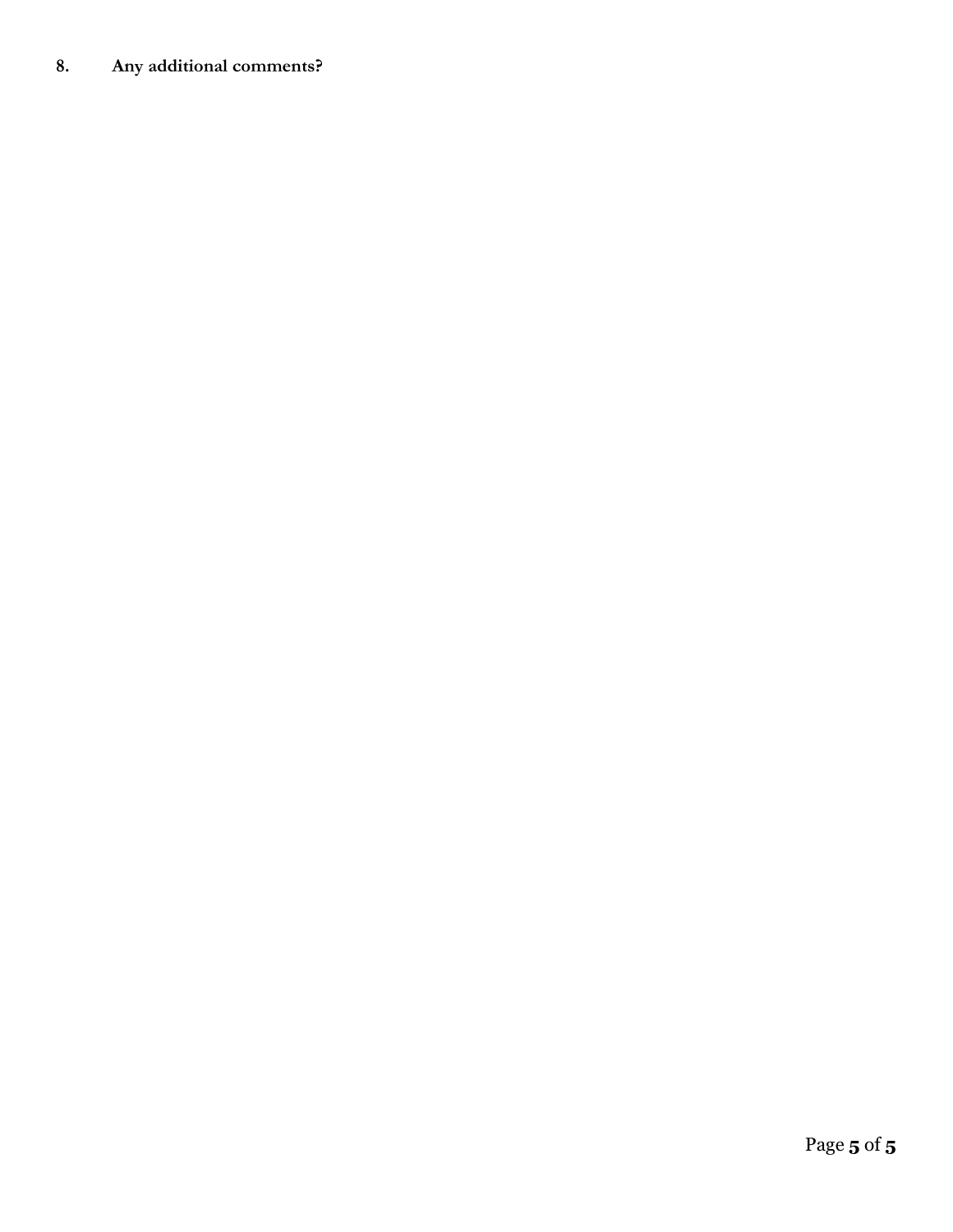**8. Any additional comments?**